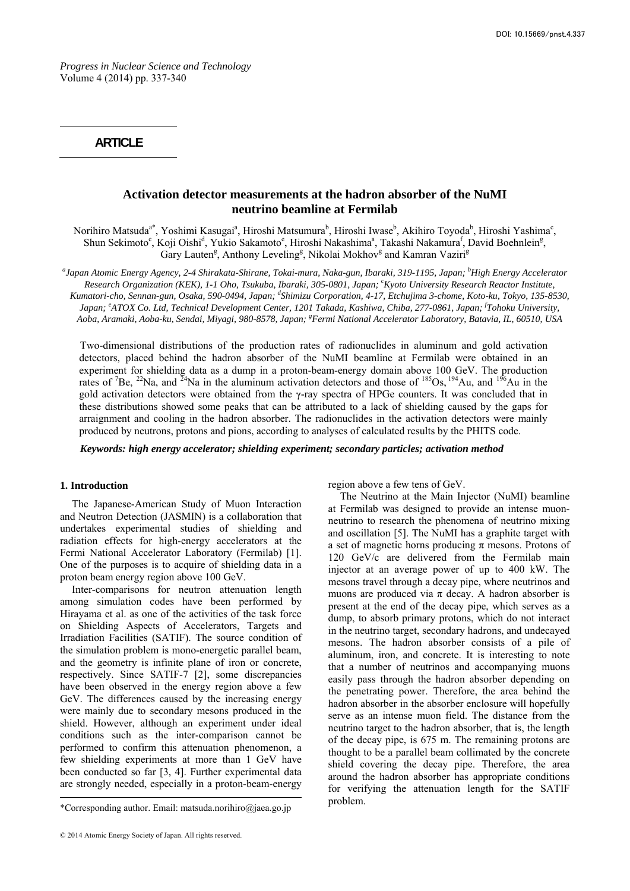DOI: 10.15669/pnst.4.337

*Progress in Nuclear Science and Technology*
Volume 4 (2014) pp. 337-340

**ARTICLE**

# Activation detector measurements at the hadron absorber of the NuMI neutrino beamline at Fermilab

Norihiro Matsuda[a*], Yoshimi Kasugai[a], Hiroshi Matsumura[b], Hiroshi Iwase[b], Akihiro Toyoda[b], Hiroshi Yashima[c], Shun Sekimoto[c], Koji Oishi[d], Yukio Sakamoto[e], Hiroshi Nakashima[a], Takashi Nakamura[f], David Boehnlein[g], Gary Lauten[g], Anthony Leveling[g], Nikolai Mokhov[g] and Kamran Vaziri[g]

*[a]Japan Atomic Energy Agency, 2-4 Shirakata-Shirane, Tokai-mura, Naka-gun, Ibaraki, 319-1195, Japan; [b]High Energy Accelerator Research Organization (KEK), 1-1 Oho, Tsukuba, Ibaraki, 305-0801, Japan; [c]Kyoto University Research Reactor Institute, Kumatori-cho, Sennan-gun, Osaka, 590-0494, Japan; [d]Shimizu Corporation, 4-17, Etchujima 3-chome, Koto-ku, Tokyo, 135-8530, Japan; [e]ATOX Co. Ltd, Technical Development Center, 1201 Takada, Kashiwa, Chiba, 277-0861, Japan; [f]Tohoku University, Aoba, Aramaki, Aoba-ku, Sendai, Miyagi, 980-8578, Japan; [g]Fermi National Accelerator Laboratory, Batavia, IL, 60510, USA*

Two-dimensional distributions of the production rates of radionuclides in aluminum and gold activation detectors, placed behind the hadron absorber of the NuMI beamline at Fermilab were obtained in an experiment for shielding data as a dump in a proton-beam-energy domain above 100 GeV. The production rates of $^{7}$Be, $^{22}$Na, and $^{24}$Na in the aluminum activation detectors and those of $^{185}$Os, $^{194}$Au, and $^{196}$Au in the gold activation detectors were obtained from the γ-ray spectra of HPGe counters. It was concluded that in these distributions showed some peaks that can be attributed to a lack of shielding caused by the gaps for arraignment and cooling in the hadron absorber. The radionuclides in the activation detectors were mainly produced by neutrons, protons and pions, according to analyses of calculated results by the PHITS code.

***Keywords: high energy accelerator; shielding experiment; secondary particles; activation method***

## 1. Introduction

The Japanese-American Study of Muon Interaction and Neutron Detection (JASMIN) is a collaboration that undertakes experimental studies of shielding and radiation effects for high-energy accelerators at the Fermi National Accelerator Laboratory (Fermilab) [1]. One of the purposes is to acquire of shielding data in a proton beam energy region above 100 GeV.

Inter-comparisons for neutron attenuation length among simulation codes have been performed by Hirayama et al. as one of the activities of the task force on Shielding Aspects of Accelerators, Targets and Irradiation Facilities (SATIF). The source condition of the simulation problem is mono-energetic parallel beam, and the geometry is infinite plane of iron or concrete, respectively. Since SATIF-7 [2], some discrepancies have been observed in the energy region above a few GeV. The differences caused by the increasing energy were mainly due to secondary mesons produced in the shield. However, although an experiment under ideal conditions such as the inter-comparison cannot be performed to confirm this attenuation phenomenon, a few shielding experiments at more than 1 GeV have been conducted so far [3, 4]. Further experimental data are strongly needed, especially in a proton-beam-energy region above a few tens of GeV.

The Neutrino at the Main Injector (NuMI) beamline at Fermilab was designed to provide an intense muon-neutrino to research the phenomena of neutrino mixing and oscillation [5]. The NuMI has a graphite target with a set of magnetic horns producing π mesons. Protons of 120 GeV/c are delivered from the Fermilab main injector at an average power of up to 400 kW. The mesons travel through a decay pipe, where neutrinos and muons are produced via π decay. A hadron absorber is present at the end of the decay pipe, which serves as a dump, to absorb primary protons, which do not interact in the neutrino target, secondary hadrons, and undecayed mesons. The hadron absorber consists of a pile of aluminum, iron, and concrete. It is interesting to note that a number of neutrinos and accompanying muons easily pass through the hadron absorber depending on the penetrating power. Therefore, the area behind the hadron absorber in the absorber enclosure will hopefully serve as an intense muon field. The distance from the neutrino target to the hadron absorber, that is, the length of the decay pipe, is 675 m. The remaining protons are thought to be a parallel beam collimated by the concrete shield covering the decay pipe. Therefore, the area around the hadron absorber has appropriate conditions for verifying the attenuation length for the SATIF problem.

*Corresponding author. Email: matsuda.norihiro@jaea.go.jp

© 2014 Atomic Energy Society of Japan. All rights reserved.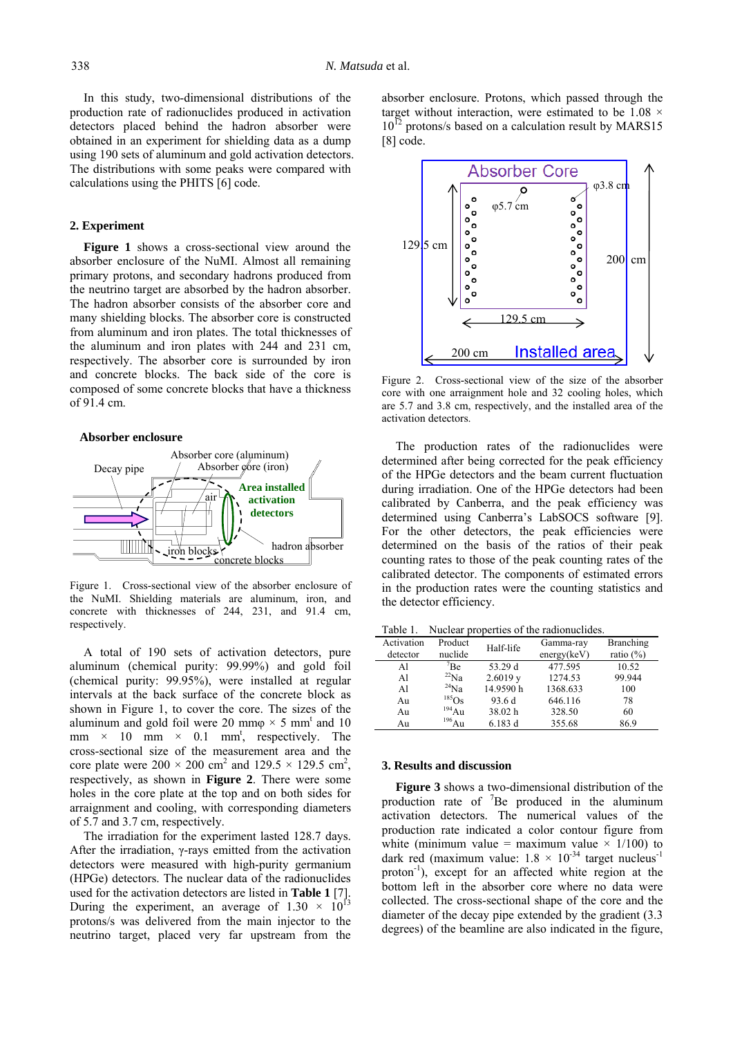In this study, two-dimensional distributions of the production rate of radionuclides produced in activation detectors placed behind the hadron absorber were obtained in an experiment for shielding data as a dump using 190 sets of aluminum and gold activation detectors. The distributions with some peaks were compared with calculations using the PHITS [6] code.

## 2. Experiment

**Figure 1** shows a cross-sectional view around the absorber enclosure of the NuMI. Almost all remaining primary protons, and secondary hadrons produced from the neutrino target are absorbed by the hadron absorber. The hadron absorber consists of the absorber core and many shielding blocks. The absorber core is constructed from aluminum and iron plates. The total thicknesses of the aluminum and iron plates with 244 and 231 cm, respectively. The absorber core is surrounded by iron and concrete blocks. The back side of the core is composed of some concrete blocks that have a thickness of 91.4 cm.

Figure 1. Cross-sectional view of the absorber enclosure of the NuMI. Shielding materials are aluminum, iron, and concrete with thicknesses of 244, 231, and 91.4 cm, respectively.

A total of 190 sets of activation detectors, pure aluminum (chemical purity: 99.99%) and gold foil (chemical purity: 99.95%), were installed at regular intervals at the back surface of the concrete block as shown in Figure 1, to cover the core. The sizes of the aluminum and gold foil were 20 mmφ × 5 mm$^t$ and 10 mm × 10 mm × 0.1 mm$^t$, respectively. The cross-sectional size of the measurement area and the core plate were 200 × 200 cm$^2$ and 129.5 × 129.5 cm$^2$, respectively, as shown in **Figure 2**. There were some holes in the core plate at the top and on both sides for arraignment and cooling, with corresponding diameters of 5.7 and 3.7 cm, respectively.

The irradiation for the experiment lasted 128.7 days. After the irradiation, γ-rays emitted from the activation detectors were measured with high-purity germanium (HPGe) detectors. The nuclear data of the radionuclides used for the activation detectors are listed in **Table 1** [7]. During the experiment, an average of 1.30 × 10$^{13}$ protons/s was delivered from the main injector to the neutrino target, placed very far upstream from the absorber enclosure. Protons, which passed through the target without interaction, were estimated to be 1.08 × 10$^{12}$ protons/s based on a calculation result by MARS15 [8] code.

Figure 2. Cross-sectional view of the size of the absorber core with one arraignment hole and 32 cooling holes, which are 5.7 and 3.8 cm, respectively, and the installed area of the activation detectors.

The production rates of the radionuclides were determined after being corrected for the peak efficiency of the HPGe detectors and the beam current fluctuation during irradiation. One of the HPGe detectors had been calibrated by Canberra, and the peak efficiency was determined using Canberra's LabSOCS software [9]. For the other detectors, the peak efficiencies were determined on the basis of the ratios of their peak counting rates to those of the peak counting rates of the calibrated detector. The components of estimated errors in the production rates were the counting statistics and the detector efficiency.

Table 1. Nuclear properties of the radionuclides.

| Activation detector | Product nuclide | Half-life | Gamma-ray energy(keV) | Branching ratio (%) |
|---|---|---|---|---|
| Al | $^{7}$Be | 53.29 d | 477.595 | 10.52 |
| Al | $^{22}$Na | 2.6019 y | 1274.53 | 99.944 |
| Al | $^{24}$Na | 14.9590 h | 1368.633 | 100 |
| Au | $^{185}$Os | 93.6 d | 646.116 | 78 |
| Au | $^{194}$Au | 38.02 h | 328.50 | 60 |
| Au | $^{196}$Au | 6.183 d | 355.68 | 86.9 |

## 3. Results and discussion

**Figure 3** shows a two-dimensional distribution of the production rate of $^{7}$Be produced in the aluminum activation detectors. The numerical values of the production rate indicated a color contour figure from white (minimum value = maximum value × 1/100) to dark red (maximum value: 1.8 × 10$^{-34}$ target nucleus$^{-1}$ proton$^{-1}$), except for an affected white region at the bottom left in the absorber core where no data were collected. The cross-sectional shape of the core and the diameter of the decay pipe extended by the gradient (3.3 degrees) of the beamline are also indicated in the figure,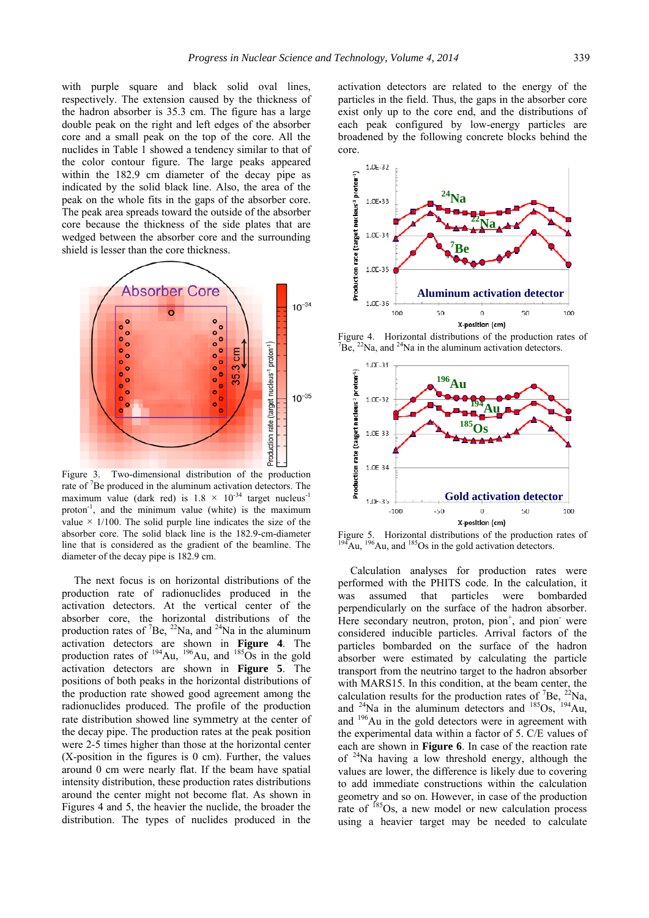with purple square and black solid oval lines, respectively. The extension caused by the thickness of the hadron absorber is 35.3 cm. The figure has a large double peak on the right and left edges of the absorber core and a small peak on the top of the core. All the nuclides in Table 1 showed a tendency similar to that of the color contour figure. The large peaks appeared within the 182.9 cm diameter of the decay pipe as indicated by the solid black line. Also, the area of the peak on the whole fits in the gaps of the absorber core. The peak area spreads toward the outside of the absorber core because the thickness of the side plates that are wedged between the absorber core and the surrounding shield is lesser than the core thickness.

Figure 3. Two-dimensional distribution of the production rate of $^{7}$Be produced in the aluminum activation detectors. The maximum value (dark red) is $1.8 \times 10^{-34}$ target nucleus$^{-1}$ proton$^{-1}$, and the minimum value (white) is the maximum value × 1/100. The solid purple line indicates the size of the absorber core. The solid black line is the 182.9-cm-diameter line that is considered as the gradient of the beamline. The diameter of the decay pipe is 182.9 cm.

The next focus is on horizontal distributions of the production rate of radionuclides produced in the activation detectors. At the vertical center of the absorber core, the horizontal distributions of the production rates of $^{7}$Be, $^{22}$Na, and $^{24}$Na in the aluminum activation detectors are shown in **Figure 4**. The production rates of $^{194}$Au, $^{196}$Au, and $^{185}$Os in the gold activation detectors are shown in **Figure 5**. The positions of both peaks in the horizontal distributions of the production rate showed good agreement among the radionuclides produced. The profile of the production rate distribution showed line symmetry at the center of the decay pipe. The production rates at the peak position were 2-5 times higher than those at the horizontal center (X-position in the figures is 0 cm). Further, the values around 0 cm were nearly flat. If the beam have spatial intensity distribution, these production rates distributions around the center might not become flat. As shown in Figures 4 and 5, the heavier the nuclide, the broader the distribution. The types of nuclides produced in the activation detectors are related to the energy of the particles in the field. Thus, the gaps in the absorber core exist only up to the core end, and the distributions of each peak configured by low-energy particles are broadened by the following concrete blocks behind the core.

Figure 4. Horizontal distributions of the production rates of $^{7}$Be, $^{22}$Na, and $^{24}$Na in the aluminum activation detectors.

Figure 5. Horizontal distributions of the production rates of $^{194}$Au, $^{196}$Au, and $^{185}$Os in the gold activation detectors.

Calculation analyses for production rates were performed with the PHITS code. In the calculation, it was assumed that particles were bombarded perpendicularly on the surface of the hadron absorber. Here secondary neutron, proton, pion$^{+}$, and pion$^{-}$ were considered inducible particles. Arrival factors of the particles bombarded on the surface of the hadron absorber were estimated by calculating the particle transport from the neutrino target to the hadron absorber with MARS15. In this condition, at the beam center, the calculation results for the production rates of $^{7}$Be, $^{22}$Na, and $^{24}$Na in the aluminum detectors and $^{185}$Os, $^{194}$Au, and $^{196}$Au in the gold detectors were in agreement with the experimental data within a factor of 5. C/E values of each are shown in **Figure 6**. In case of the reaction rate of $^{24}$Na having a low threshold energy, although the values are lower, the difference is likely due to covering to add immediate constructions within the calculation geometry and so on. However, in case of the production rate of $^{185}$Os, a new model or new calculation process using a heavier target may be needed to calculate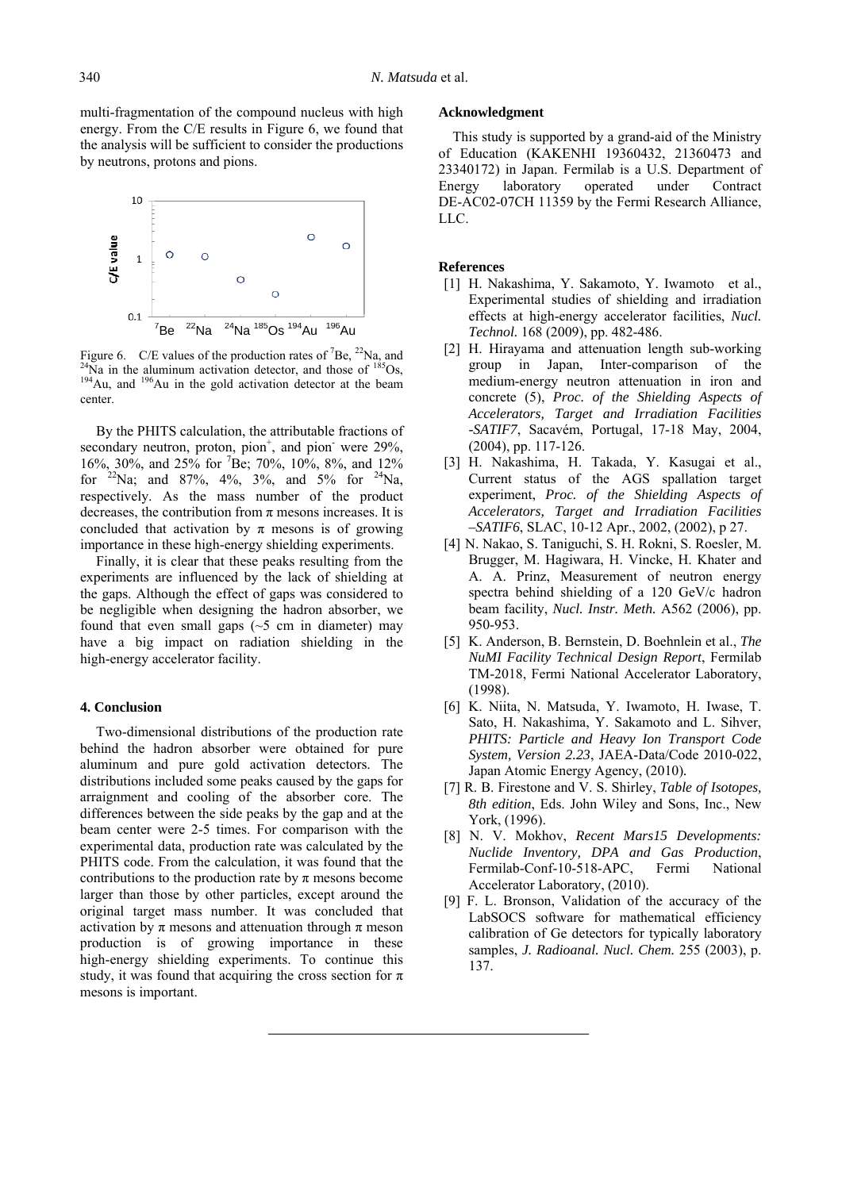multi-fragmentation of the compound nucleus with high energy. From the C/E results in Figure 6, we found that the analysis will be sufficient to consider the productions by neutrons, protons and pions.

C/E value

10

1

0.1

$^{7}$Be $^{22}$Na $^{24}$Na $^{185}$Os $^{194}$Au $^{196}$Au

Figure 6. C/E values of the production rates of $^{7}$Be, $^{22}$Na, and $^{24}$Na in the aluminum activation detector, and those of $^{185}$Os, $^{194}$Au, and $^{196}$Au in the gold activation detector at the beam center.

By the PHITS calculation, the attributable fractions of secondary neutron, proton, pion$^{+}$, and pion$^{-}$ were 29%, 16%, 30%, and 25% for $^{7}$Be; 70%, 10%, 8%, and 12% for $^{22}$Na; and 87%, 4%, 3%, and 5% for $^{24}$Na, respectively. As the mass number of the product decreases, the contribution from π mesons increases. It is concluded that activation by π mesons is of growing importance in these high-energy shielding experiments.

Finally, it is clear that these peaks resulting from the experiments are influenced by the lack of shielding at the gaps. Although the effect of gaps was considered to be negligible when designing the hadron absorber, we found that even small gaps (~5 cm in diameter) may have a big impact on radiation shielding in the high-energy accelerator facility.

## 4. Conclusion

Two-dimensional distributions of the production rate behind the hadron absorber were obtained for pure aluminum and pure gold activation detectors. The distributions included some peaks caused by the gaps for arraignment and cooling of the absorber core. The differences between the side peaks by the gap and at the beam center were 2-5 times. For comparison with the experimental data, production rate was calculated by the PHITS code. From the calculation, it was found that the contributions to the production rate by π mesons become larger than those by other particles, except around the original target mass number. It was concluded that activation by π mesons and attenuation through π meson production is of growing importance in these high-energy shielding experiments. To continue this study, it was found that acquiring the cross section for π mesons is important.

## Acknowledgment

This study is supported by a grand-aid of the Ministry of Education (KAKENHI 19360432, 21360473 and 23340172) in Japan. Fermilab is a U.S. Department of Energy laboratory operated under Contract DE-AC02-07CH 11359 by the Fermi Research Alliance, LLC.

## References

[1] H. Nakashima, Y. Sakamoto, Y. Iwamoto et al., Experimental studies of shielding and irradiation effects at high-energy accelerator facilities, *Nucl. Technol.* 168 (2009), pp. 482-486.

[2] H. Hirayama and attenuation length sub-working group in Japan, Inter-comparison of the medium-energy neutron attenuation in iron and concrete (5), *Proc. of the Shielding Aspects of Accelerators, Target and Irradiation Facilities -SATIF7*, Sacavém, Portugal, 17-18 May, 2004, (2004), pp. 117-126.

[3] H. Nakashima, H. Takada, Y. Kasugai et al., Current status of the AGS spallation target experiment, *Proc. of the Shielding Aspects of Accelerators, Target and Irradiation Facilities –SATIF6*, SLAC, 10-12 Apr., 2002, (2002), p 27.

[4] N. Nakao, S. Taniguchi, S. H. Rokni, S. Roesler, M. Brugger, M. Hagiwara, H. Vincke, H. Khater and A. A. Prinz, Measurement of neutron energy spectra behind shielding of a 120 GeV/c hadron beam facility, *Nucl. Instr. Meth.* A562 (2006), pp. 950-953.

[5] K. Anderson, B. Bernstein, D. Boehnlein et al., *The NuMI Facility Technical Design Report*, Fermilab TM-2018, Fermi National Accelerator Laboratory, (1998).

[6] K. Niita, N. Matsuda, Y. Iwamoto, H. Iwase, T. Sato, H. Nakashima, Y. Sakamoto and L. Sihver, *PHITS: Particle and Heavy Ion Transport Code System, Version 2.23*, JAEA-Data/Code 2010-022, Japan Atomic Energy Agency, (2010).

[7] R. B. Firestone and V. S. Shirley, *Table of Isotopes, 8th edition*, Eds. John Wiley and Sons, Inc., New York, (1996).

[8] N. V. Mokhov, *Recent Mars15 Developments: Nuclide Inventory, DPA and Gas Production*, Fermilab-Conf-10-518-APC, Fermi National Accelerator Laboratory, (2010).

[9] F. L. Bronson, Validation of the accuracy of the LabSOCS software for mathematical efficiency calibration of Ge detectors for typically laboratory samples, *J. Radioanal. Nucl. Chem.* 255 (2003), p. 137.